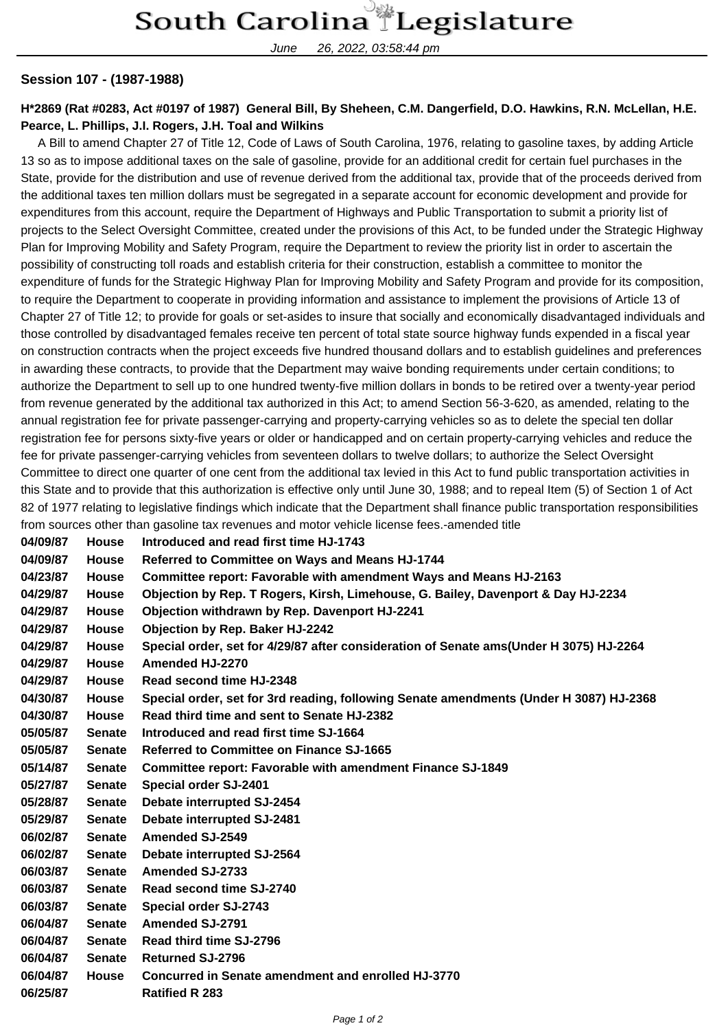**Session 107 - (1987-1988)**

**H*2869 (Rat #0283, Act #0197 of 1987) General Bill, By Sheheen, C.M. Dangerfield, D.O. Hawkins, R.N. McLellan, H.E. Pearce, L. Phillips, J.I. Rogers, J.H. Toal and Wilkins**

A Bill to amend Chapter 27 of Title 12, Code of Laws of South Carolina, 1976, relating to gasoline taxes, by adding Article 13 so as to impose additional taxes on the sale of gasoline, provide for an additional credit for certain fuel purchases in the State, provide for the distribution and use of revenue derived from the additional tax, provide that of the proceeds derived from the additional taxes ten million dollars must be segregated in a separate account for economic development and provide for expenditures from this account, require the Department of Highways and Public Transportation to submit a priority list of projects to the Select Oversight Committee, created under the provisions of this Act, to be funded under the Strategic Highway Plan for Improving Mobility and Safety Program, require the Department to review the priority list in order to ascertain the possibility of constructing toll roads and establish criteria for their construction, establish a committee to monitor the expenditure of funds for the Strategic Highway Plan for Improving Mobility and Safety Program and provide for its composition, to require the Department to cooperate in providing information and assistance to implement the provisions of Article 13 of Chapter 27 of Title 12; to provide for goals or set-asides to insure that socially and economically disadvantaged individuals and those controlled by disadvantaged females receive ten percent of total state source highway funds expended in a fiscal year on construction contracts when the project exceeds five hundred thousand dollars and to establish guidelines and preferences in awarding these contracts, to provide that the Department may waive bonding requirements under certain conditions; to authorize the Department to sell up to one hundred twenty-five million dollars in bonds to be retired over a twenty-year period from revenue generated by the additional tax authorized in this Act; to amend Section 56-3-620, as amended, relating to the annual registration fee for private passenger-carrying and property-carrying vehicles so as to delete the special ten dollar registration fee for persons sixty-five years or older or handicapped and on certain property-carrying vehicles and reduce the fee for private passenger-carrying vehicles from seventeen dollars to twelve dollars; to authorize the Select Oversight Committee to direct one quarter of one cent from the additional tax levied in this Act to fund public transportation activities in this State and to provide that this authorization is effective only until June 30, 1988; and to repeal Item (5) of Section 1 of Act 82 of 1977 relating to legislative findings which indicate that the Department shall finance public transportation responsibilities from sources other than gasoline tax revenues and motor vehicle license fees.-amended title

| | | |
|---|---|---|
| **04/09/87** | **House** | **Introduced and read first time HJ-1743** |
| **04/09/87** | **House** | **Referred to Committee on Ways and Means HJ-1744** |
| **04/23/87** | **House** | **Committee report: Favorable with amendment Ways and Means HJ-2163** |
| **04/29/87** | **House** | **Objection by Rep. T Rogers, Kirsh, Limehouse, G. Bailey, Davenport & Day HJ-2234** |
| **04/29/87** | **House** | **Objection withdrawn by Rep. Davenport HJ-2241** |
| **04/29/87** | **House** | **Objection by Rep. Baker HJ-2242** |
| **04/29/87** | **House** | **Special order, set for 4/29/87 after consideration of Senate ams(Under H 3075) HJ-2264** |
| **04/29/87** | **House** | **Amended HJ-2270** |
| **04/29/87** | **House** | **Read second time HJ-2348** |
| **04/30/87** | **House** | **Special order, set for 3rd reading, following Senate amendments (Under H 3087) HJ-2368** |
| **04/30/87** | **House** | **Read third time and sent to Senate HJ-2382** |
| **05/05/87** | **Senate** | **Introduced and read first time SJ-1664** |
| **05/05/87** | **Senate** | **Referred to Committee on Finance SJ-1665** |
| **05/14/87** | **Senate** | **Committee report: Favorable with amendment Finance SJ-1849** |
| **05/27/87** | **Senate** | **Special order SJ-2401** |
| **05/28/87** | **Senate** | **Debate interrupted SJ-2454** |
| **05/29/87** | **Senate** | **Debate interrupted SJ-2481** |
| **06/02/87** | **Senate** | **Amended SJ-2549** |
| **06/02/87** | **Senate** | **Debate interrupted SJ-2564** |
| **06/03/87** | **Senate** | **Amended SJ-2733** |
| **06/03/87** | **Senate** | **Read second time SJ-2740** |
| **06/03/87** | **Senate** | **Special order SJ-2743** |
| **06/04/87** | **Senate** | **Amended SJ-2791** |
| **06/04/87** | **Senate** | **Read third time SJ-2796** |
| **06/04/87** | **Senate** | **Returned SJ-2796** |
| **06/04/87** | **House** | **Concurred in Senate amendment and enrolled HJ-3770** |
| **06/25/87** | | **Ratified R 283** |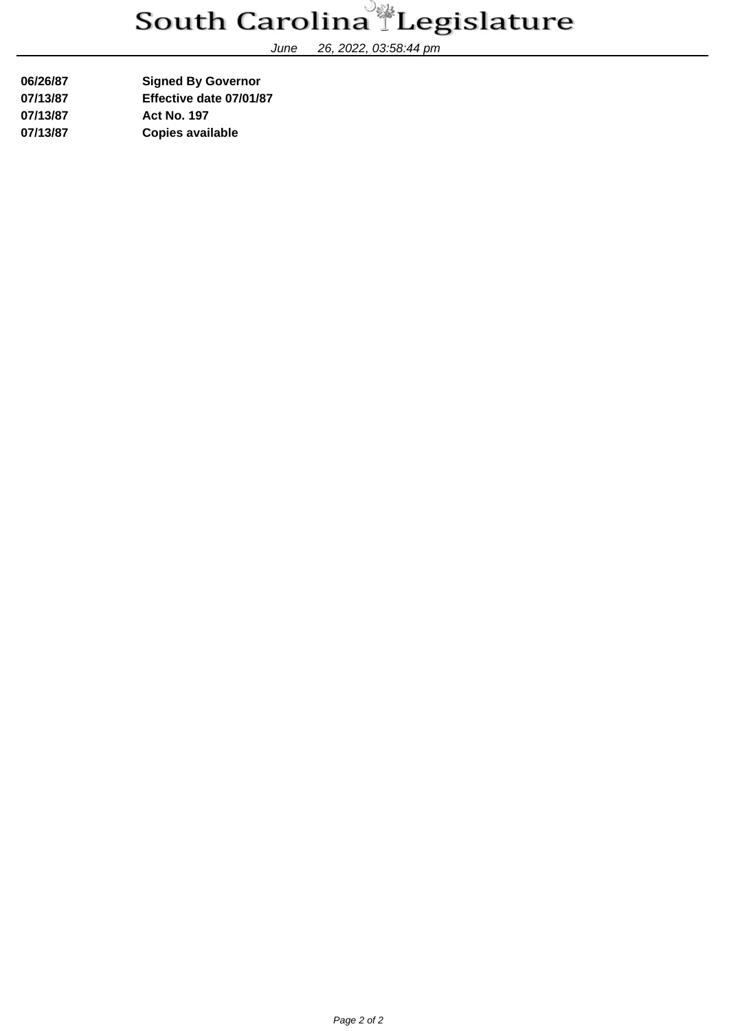| | |
|---|---|
| **06/26/87** | **Signed By Governor** |
| **07/13/87** | **Effective date 07/01/87** |
| **07/13/87** | **Act No. 197** |
| **07/13/87** | **Copies available** |